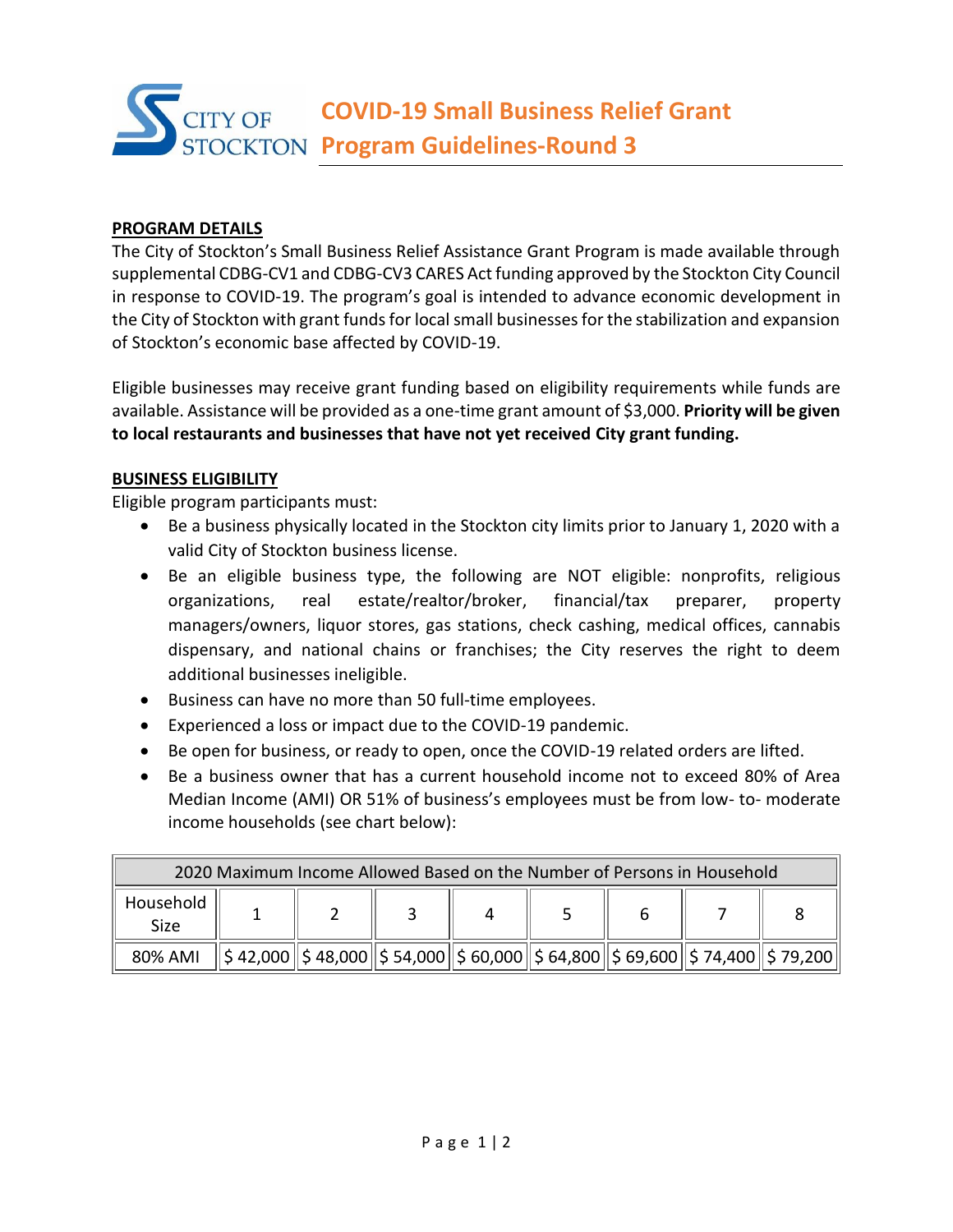# CITY OF STOCKTON

# COVID-19 Small Business Relief Grant Program Guidelines-Round 3

## PROGRAM DETAILS

The City of Stockton's Small Business Relief Assistance Grant Program is made available through supplemental CDBG-CV1 and CDBG-CV3 CARES Act funding approved by the Stockton City Council in response to COVID-19. The program's goal is intended to advance economic development in the City of Stockton with grant funds for local small businesses for the stabilization and expansion of Stockton's economic base affected by COVID-19.

Eligible businesses may receive grant funding based on eligibility requirements while funds are available. Assistance will be provided as a one-time grant amount of $3,000. **Priority will be given to local restaurants and businesses that have not yet received City grant funding.**

## BUSINESS ELIGIBILITY

Eligible program participants must:

- Be a business physically located in the Stockton city limits prior to January 1, 2020 with a valid City of Stockton business license.
- Be an eligible business type, the following are NOT eligible: nonprofits, religious organizations, real estate/realtor/broker, financial/tax preparer, property managers/owners, liquor stores, gas stations, check cashing, medical offices, cannabis dispensary, and national chains or franchises; the City reserves the right to deem additional businesses ineligible.
- Business can have no more than 50 full-time employees.
- Experienced a loss or impact due to the COVID-19 pandemic.
- Be open for business, or ready to open, once the COVID-19 related orders are lifted.
- Be a business owner that has a current household income not to exceed 80% of Area Median Income (AMI) OR 51% of business's employees must be from low- to- moderate income households (see chart below):

| 2020 Maximum Income Allowed Based on the Number of Persons in Household | | | | | | | | |
|---|---|---|---|---|---|---|---|---|
| Household Size | 1 | 2 | 3 | 4 | 5 | 6 | 7 | 8 |
| 80% AMI | $ 42,000 | $ 48,000 | $ 54,000 | $ 60,000 | $ 64,800 | $ 69,600 | $ 74,400 | $ 79,200 |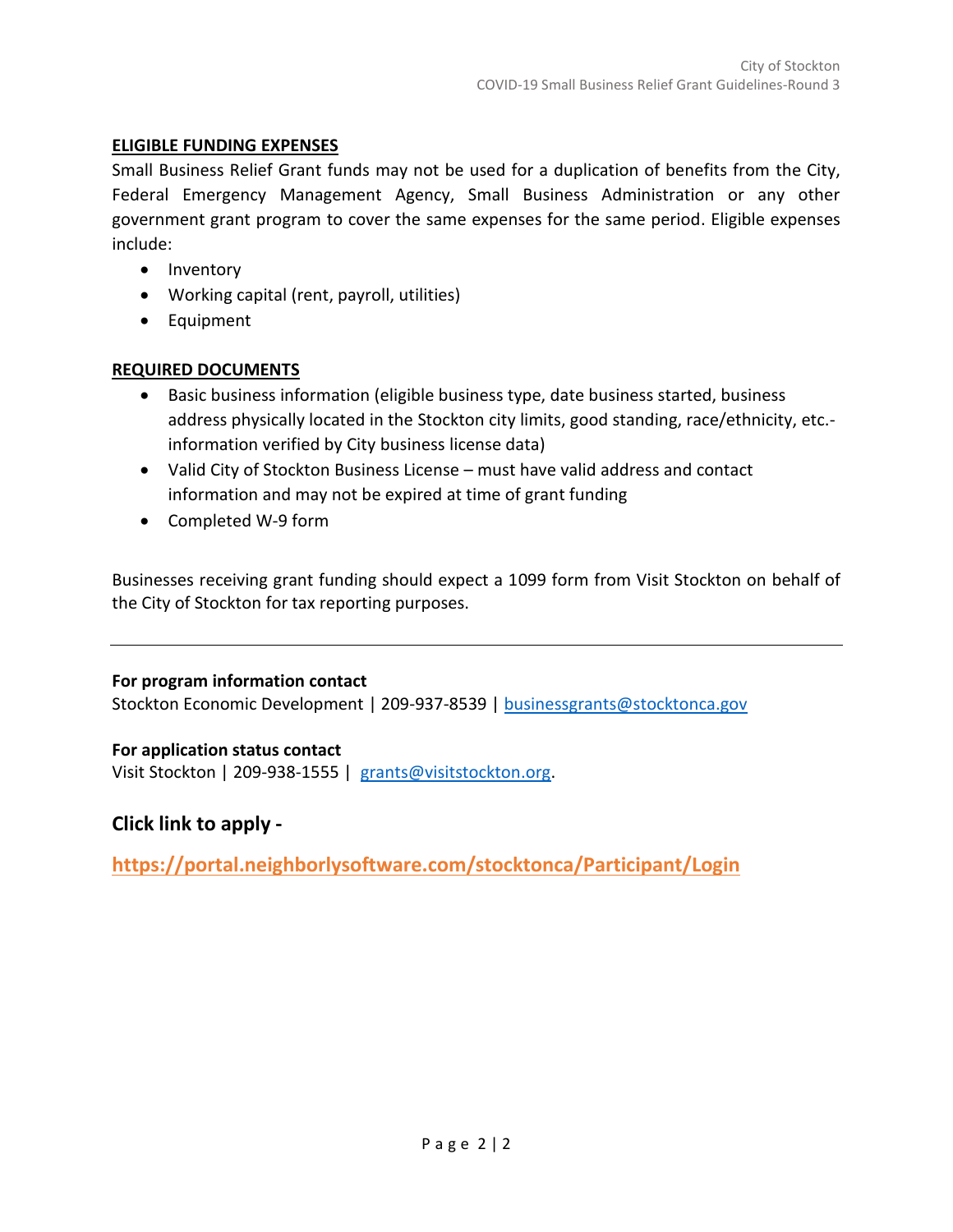## ELIGIBLE FUNDING EXPENSES

Small Business Relief Grant funds may not be used for a duplication of benefits from the City, Federal Emergency Management Agency, Small Business Administration or any other government grant program to cover the same expenses for the same period. Eligible expenses include:

- Inventory
- Working capital (rent, payroll, utilities)
- Equipment

## REQUIRED DOCUMENTS

- Basic business information (eligible business type, date business started, business address physically located in the Stockton city limits, good standing, race/ethnicity, etc.- information verified by City business license data)
- Valid City of Stockton Business License – must have valid address and contact information and may not be expired at time of grant funding
- Completed W-9 form

Businesses receiving grant funding should expect a 1099 form from Visit Stockton on behalf of the City of Stockton for tax reporting purposes.

---

**For program information contact**

Stockton Economic Development | 209-937-8539 | [businessgrants@stocktonca.gov](mailto:businessgrants@stocktonca.gov)

**For application status contact**

Visit Stockton | 209-938-1555 | [grants@visitstockton.org](mailto:grants@visitstockton.org).

### Click link to apply -

### [https://portal.neighborlysoftware.com/stocktonca/Participant/Login](https://portal.neighborlysoftware.com/stocktonca/Participant/Login)